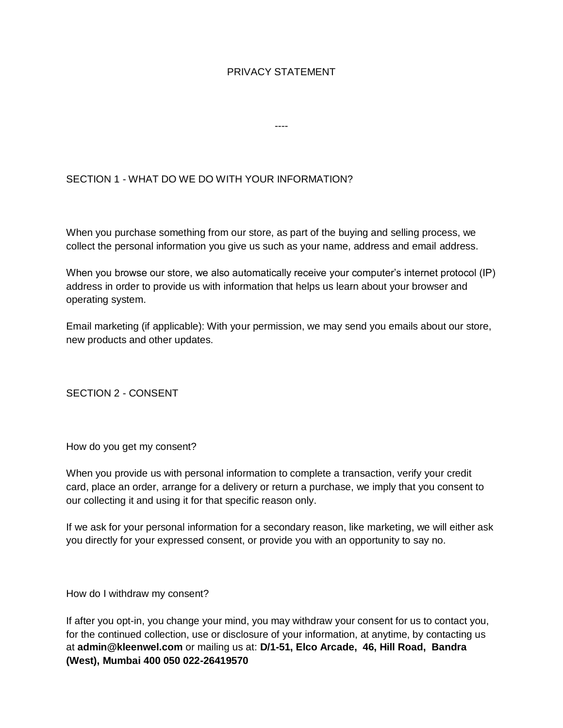# PRIVACY STATEMENT

----

## SECTION 1 - WHAT DO WE DO WITH YOUR INFORMATION?

When you purchase something from our store, as part of the buying and selling process, we collect the personal information you give us such as your name, address and email address.

When you browse our store, we also automatically receive your computer's internet protocol (IP) address in order to provide us with information that helps us learn about your browser and operating system.

Email marketing (if applicable): With your permission, we may send you emails about our store, new products and other updates.

## SECTION 2 - CONSENT

### How do you get my consent?

When you provide us with personal information to complete a transaction, verify your credit card, place an order, arrange for a delivery or return a purchase, we imply that you consent to our collecting it and using it for that specific reason only.

If we ask for your personal information for a secondary reason, like marketing, we will either ask you directly for your expressed consent, or provide you with an opportunity to say no.

### How do I withdraw my consent?

If after you opt-in, you change your mind, you may withdraw your consent for us to contact you, for the continued collection, use or disclosure of your information, at anytime, by contacting us at **admin@kleenwel.com** or mailing us at: **D/1-51, Elco Arcade, 46, Hill Road, Bandra (West), Mumbai 400 050 022-26419570**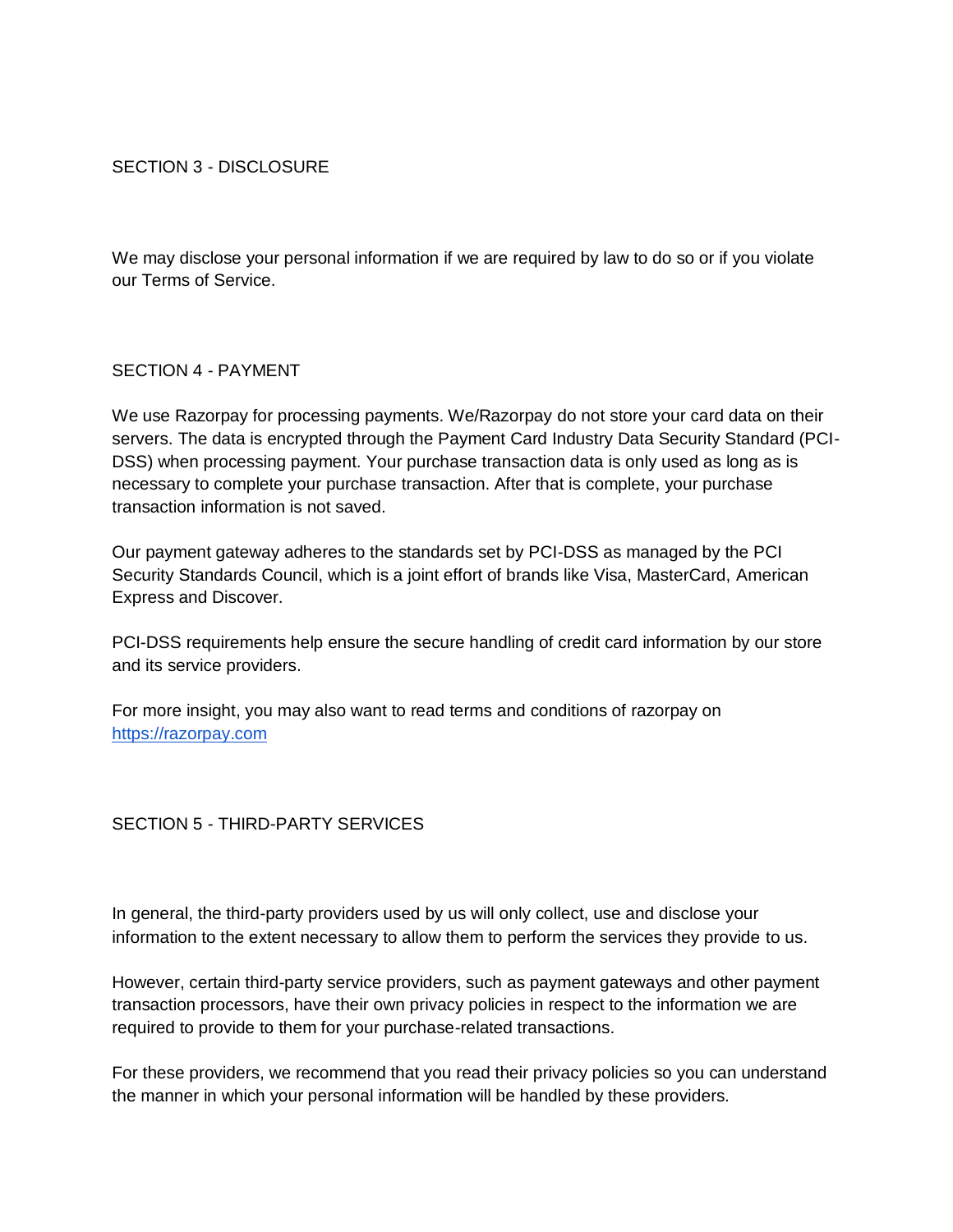## SECTION 3 - DISCLOSURE

We may disclose your personal information if we are required by law to do so or if you violate our Terms of Service.

## SECTION 4 - PAYMENT

We use Razorpay for processing payments. We/Razorpay do not store your card data on their servers. The data is encrypted through the Payment Card Industry Data Security Standard (PCI-DSS) when processing payment. Your purchase transaction data is only used as long as is necessary to complete your purchase transaction. After that is complete, your purchase transaction information is not saved.

Our payment gateway adheres to the standards set by PCI-DSS as managed by the PCI Security Standards Council, which is a joint effort of brands like Visa, MasterCard, American Express and Discover.

PCI-DSS requirements help ensure the secure handling of credit card information by our store and its service providers.

For more insight, you may also want to read terms and conditions of razorpay on [https://razorpay.com](https://razorpay.com)

## SECTION 5 - THIRD-PARTY SERVICES

In general, the third-party providers used by us will only collect, use and disclose your information to the extent necessary to allow them to perform the services they provide to us.

However, certain third-party service providers, such as payment gateways and other payment transaction processors, have their own privacy policies in respect to the information we are required to provide to them for your purchase-related transactions.

For these providers, we recommend that you read their privacy policies so you can understand the manner in which your personal information will be handled by these providers.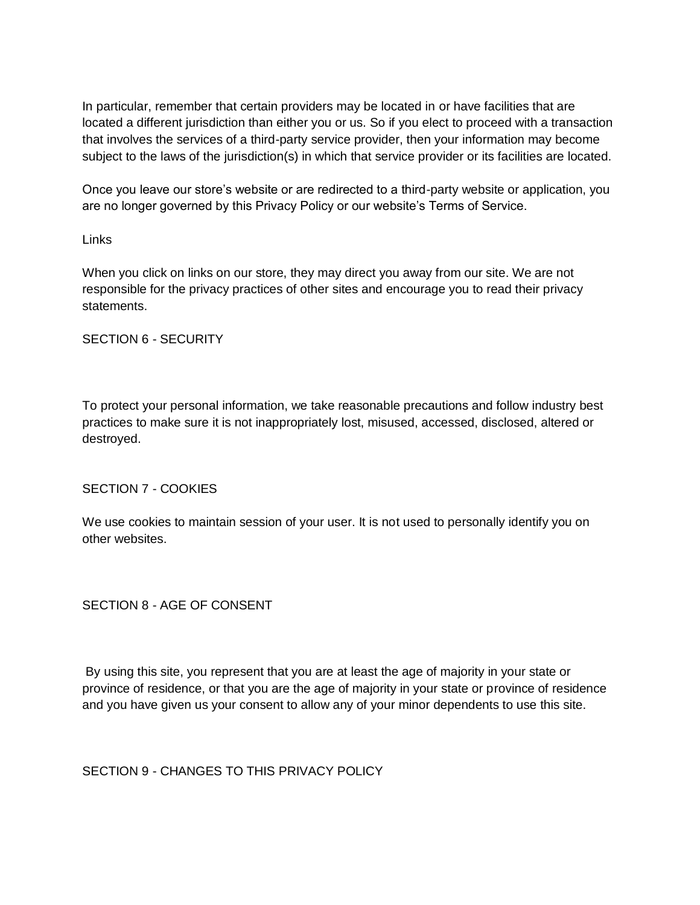In particular, remember that certain providers may be located in or have facilities that are located a different jurisdiction than either you or us. So if you elect to proceed with a transaction that involves the services of a third-party service provider, then your information may become subject to the laws of the jurisdiction(s) in which that service provider or its facilities are located.

Once you leave our store's website or are redirected to a third-party website or application, you are no longer governed by this Privacy Policy or our website's Terms of Service.

### Links

When you click on links on our store, they may direct you away from our site. We are not responsible for the privacy practices of other sites and encourage you to read their privacy statements.

## SECTION 6 - SECURITY

To protect your personal information, we take reasonable precautions and follow industry best practices to make sure it is not inappropriately lost, misused, accessed, disclosed, altered or destroyed.

## SECTION 7 - COOKIES

We use cookies to maintain session of your user. It is not used to personally identify you on other websites.

## SECTION 8 - AGE OF CONSENT

By using this site, you represent that you are at least the age of majority in your state or province of residence, or that you are the age of majority in your state or province of residence and you have given us your consent to allow any of your minor dependents to use this site.

## SECTION 9 - CHANGES TO THIS PRIVACY POLICY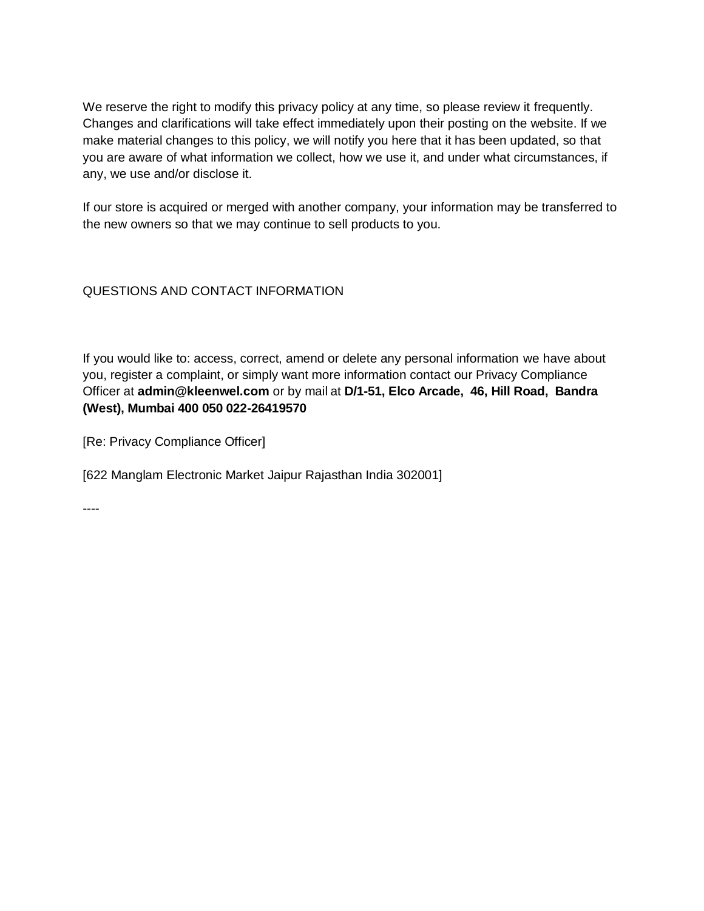We reserve the right to modify this privacy policy at any time, so please review it frequently. Changes and clarifications will take effect immediately upon their posting on the website. If we make material changes to this policy, we will notify you here that it has been updated, so that you are aware of what information we collect, how we use it, and under what circumstances, if any, we use and/or disclose it.

If our store is acquired or merged with another company, your information may be transferred to the new owners so that we may continue to sell products to you.

## QUESTIONS AND CONTACT INFORMATION

If you would like to: access, correct, amend or delete any personal information we have about you, register a complaint, or simply want more information contact our Privacy Compliance Officer at **admin@kleenwel.com** or by mail at **D/1-51, Elco Arcade, 46, Hill Road, Bandra (West), Mumbai 400 050 022-26419570**

[Re: Privacy Compliance Officer]

[622 Manglam Electronic Market Jaipur Rajasthan India 302001]

----